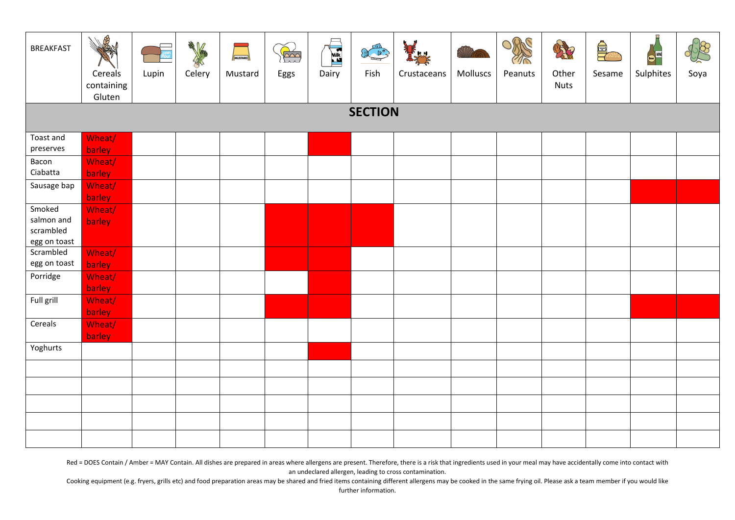| BREAKFAST | Cereals containing Gluten | Lupin | Celery | Mustard | Eggs | Dairy | Fish | Crustaceans | Molluscs | Peanuts | Other Nuts | Sesame | Sulphites | Soya |
|---|---|---|---|---|---|---|---|---|---|---|---|---|---|---|
| **SECTION** | | | | | | | | | | | | | | |
| Toast and preserves | Wheat/ barley (Red) | | | | | Red | | | | | | | | |
| Bacon Ciabatta | Wheat/ barley (Red) | | | | | | | | | | | | | |
| Sausage bap | Wheat/ barley (Red) | | | | | | | | | | | | Red | Red |
| Smoked salmon and scrambled egg on toast | Wheat/ barley (Red) | | | | Red | Red | Red | | | | | | | |
| Scrambled egg on toast | Wheat/ barley (Red) | | | | Red | Red | | | | | | | | |
| Porridge | Wheat/ barley (Red) | | | | | Red | | | | | | | | |
| Full grill | Wheat/ barley (Red) | | | | Red | Red | | | | | | | Red | Red |
| Cereals | Wheat/ barley (Red) | | | | | | | | | | | | | |
| Yoghurts | | | | | | Red | | | | | | | | |
| | | | | | | | | | | | | | | |
| | | | | | | | | | | | | | | |
| | | | | | | | | | | | | | | |
| | | | | | | | | | | | | | | |
| | | | | | | | | | | | | | | |

Red = DOES Contain / Amber = MAY Contain. All dishes are prepared in areas where allergens are present. Therefore, there is a risk that ingredients used in your meal may have accidentally come into contact with an undeclared allergen, leading to cross contamination.

Cooking equipment (e.g. fryers, grills etc) and food preparation areas may be shared and fried items containing different allergens may be cooked in the same frying oil. Please ask a team member if you would like further information.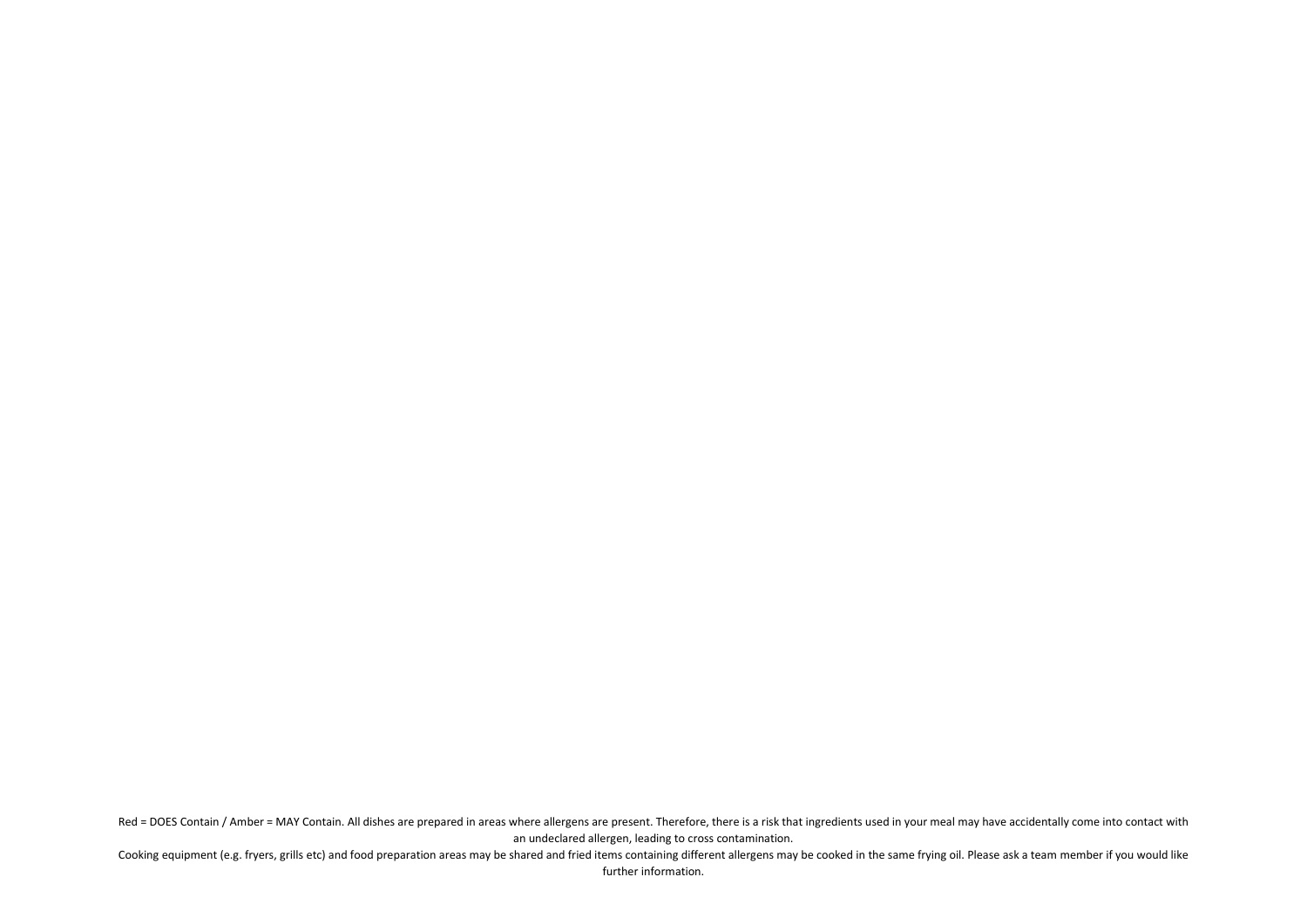Red = DOES Contain / Amber = MAY Contain. All dishes are prepared in areas where allergens are present. Therefore, there is a risk that ingredients used in your meal may have accidentally come into contact with an undeclared allergen, leading to cross contamination.

Cooking equipment (e.g. fryers, grills etc) and food preparation areas may be shared and fried items containing different allergens may be cooked in the same frying oil. Please ask a team member if you would like further information.